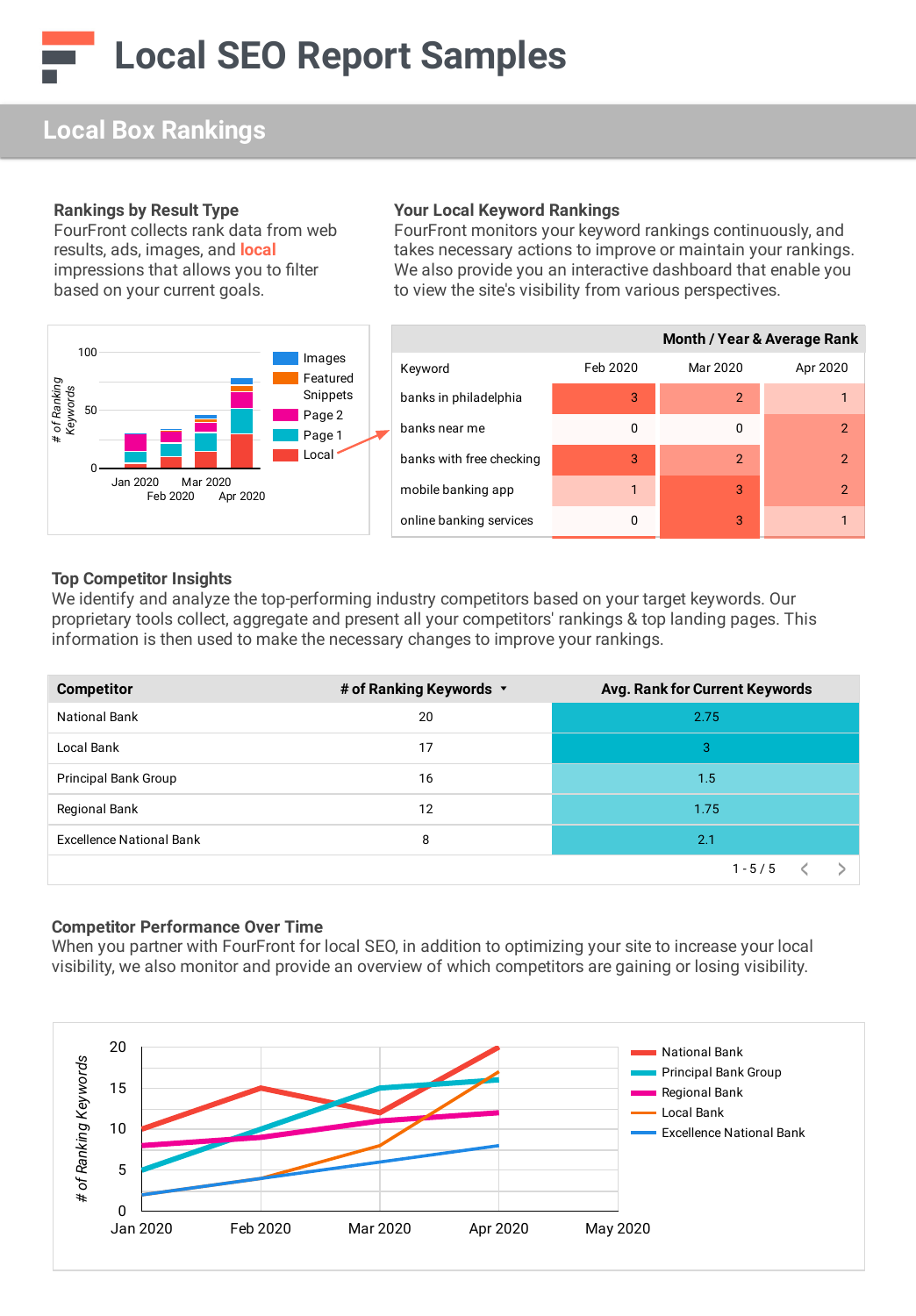# Local SEO Report Samples

## Local Box Rankings

### Rankings by Result Type

FourFront collects rank data from web results, ads, images, and local impressions that allows you to filter based on your current goals.

### Your Local Keyword Rankings

FourFront monitors your keyword rankings continuously, and takes necessary actions to improve or maintain your rankings. We also provide you an interactive dashboard that enable you to view the site's visibility from various perspectives.

| | Month / Year & Average Rank | | |
|---|---|---|---|
| Keyword | Feb 2020 | Mar 2020 | Apr 2020 |
| banks in philadelphia | 3 | 2 | 1 |
| banks near me | 0 | 0 | 2 |
| banks with free checking | 3 | 2 | 2 |
| mobile banking app | 1 | 3 | 2 |
| online banking services | 0 | 3 | 1 |

### Top Competitor Insights

We identify and analyze the top-performing industry competitors based on your target keywords. Our proprietary tools collect, aggregate and present all your competitors' rankings & top landing pages. This information is then used to make the necessary changes to improve your rankings.

| Competitor | # of Ranking Keywords ▾ | Avg. Rank for Current Keywords |
|---|---|---|
| National Bank | 20 | 2.75 |
| Local Bank | 17 | 3 |
| Principal Bank Group | 16 | 1.5 |
| Regional Bank | 12 | 1.75 |
| Excellence National Bank | 8 | 2.1 |

1 - 5 / 5

### Competitor Performance Over Time

When you partner with FourFront for local SEO, in addition to optimizing your site to increase your local visibility, we also monitor and provide an overview of which competitors are gaining or losing visibility.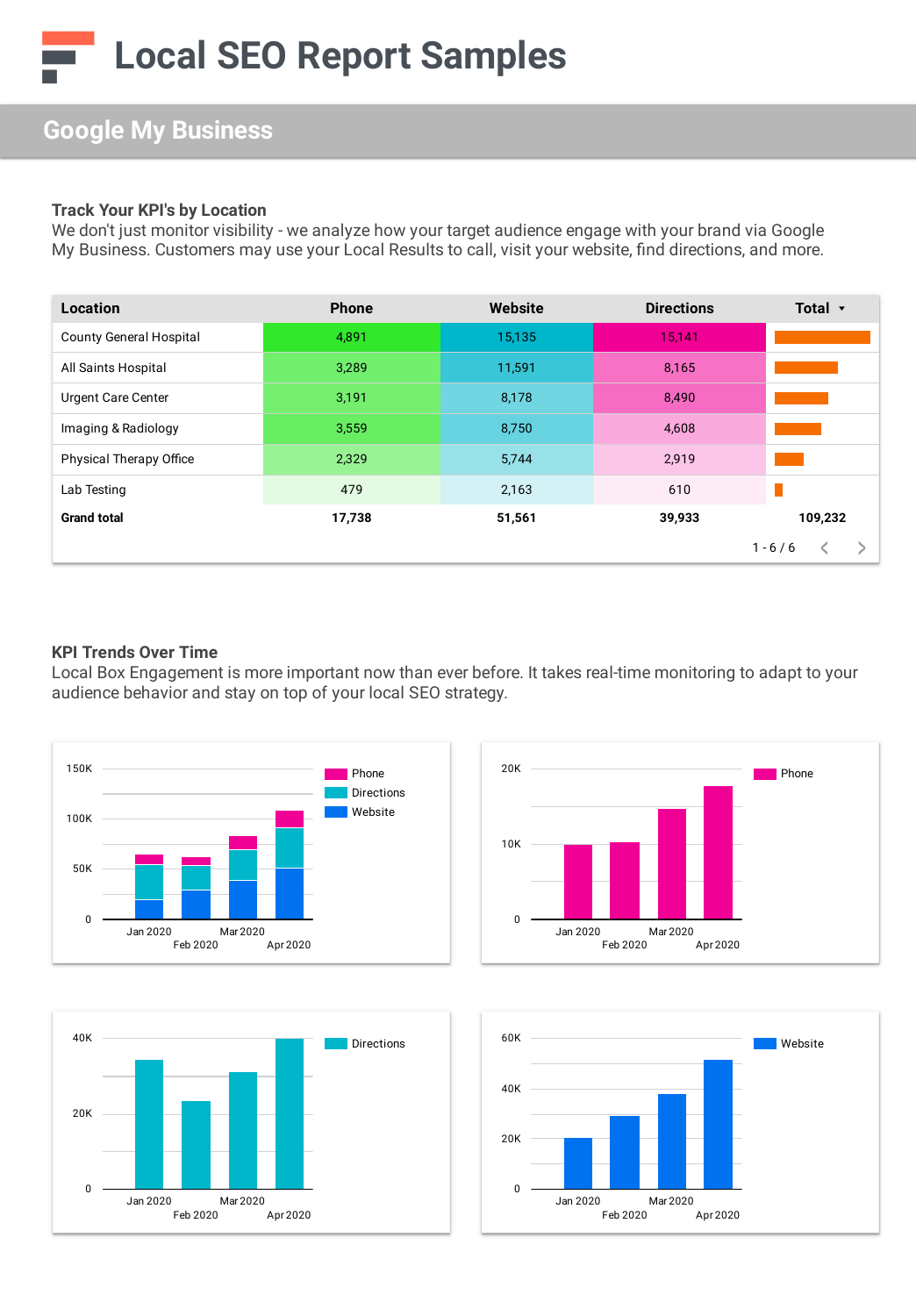# Local SEO Report Samples

## Google My Business

### Track Your KPI's by Location

We don't just monitor visibility - we analyze how your target audience engage with your brand via Google My Business. Customers may use your Local Results to call, visit your website, find directions, and more.

| Location | Phone | Website | Directions | Total ▾ |
|---|---|---|---|---|
| County General Hospital | 4,891 | 15,135 | 15,141 | |
| All Saints Hospital | 3,289 | 11,591 | 8,165 | |
| Urgent Care Center | 3,191 | 8,178 | 8,490 | |
| Imaging & Radiology | 3,559 | 8,750 | 4,608 | |
| Physical Therapy Office | 2,329 | 5,744 | 2,919 | |
| Lab Testing | 479 | 2,163 | 610 | |
| **Grand total** | **17,738** | **51,561** | **39,933** | **109,232** |

1 - 6 / 6

### KPI Trends Over Time

Local Box Engagement is more important now than ever before. It takes real-time monitoring to adapt to your audience behavior and stay on top of your local SEO strategy.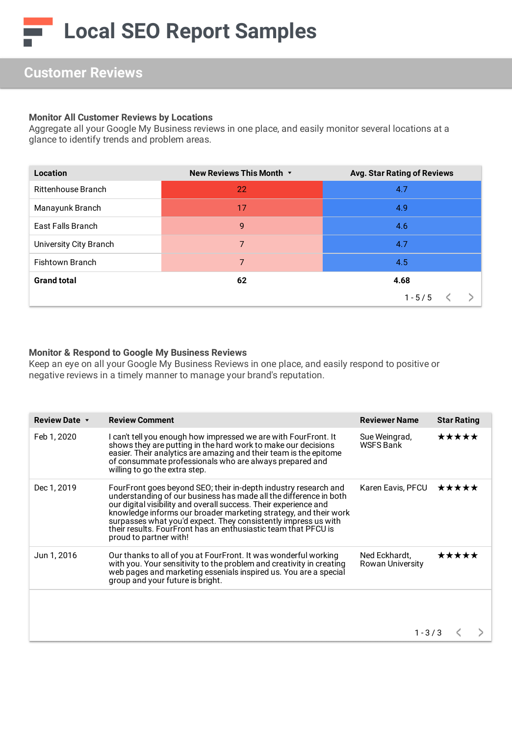# Local SEO Report Samples

## Customer Reviews

**Monitor All Customer Reviews by Locations**
Aggregate all your Google My Business reviews in one place, and easily monitor several locations at a glance to identify trends and problem areas.

| Location | New Reviews This Month ▾ | Avg. Star Rating of Reviews |
|---|---|---|
| Rittenhouse Branch | 22 | 4.7 |
| Manayunk Branch | 17 | 4.9 |
| East Falls Branch | 9 | 4.6 |
| University City Branch | 7 | 4.7 |
| Fishtown Branch | 7 | 4.5 |
| **Grand total** | **62** | **4.68** |

1 - 5 / 5

**Monitor & Respond to Google My Business Reviews**
Keep an eye on all your Google My Business Reviews in one place, and easily respond to positive or negative reviews in a timely manner to manage your brand's reputation.

| Review Date ▾ | Review Comment | Reviewer Name | Star Rating |
|---|---|---|---|
| Feb 1, 2020 | I can't tell you enough how impressed we are with FourFront. It shows they are putting in the hard work to make our decisions easier. Their analytics are amazing and their team is the epitome of consummate professionals who are always prepared and willing to go the extra step. | Sue Weingrad, WSFS Bank | ★★★★★ |
| Dec 1, 2019 | FourFront goes beyond SEO; their in-depth industry research and understanding of our business has made all the difference in both our digital visibility and overall success. Their experience and knowledge informs our broader marketing strategy, and their work surpasses what you'd expect. They consistently impress us with their results. FourFront has an enthusiastic team that PFCU is proud to partner with! | Karen Eavis, PFCU | ★★★★★ |
| Jun 1, 2016 | Our thanks to all of you at FourFront. It was wonderful working with you. Your sensitivity to the problem and creativity in creating web pages and marketing essenials inspired us. You are a special group and your future is bright. | Ned Eckhardt, Rowan University | ★★★★★ |

1 - 3 / 3